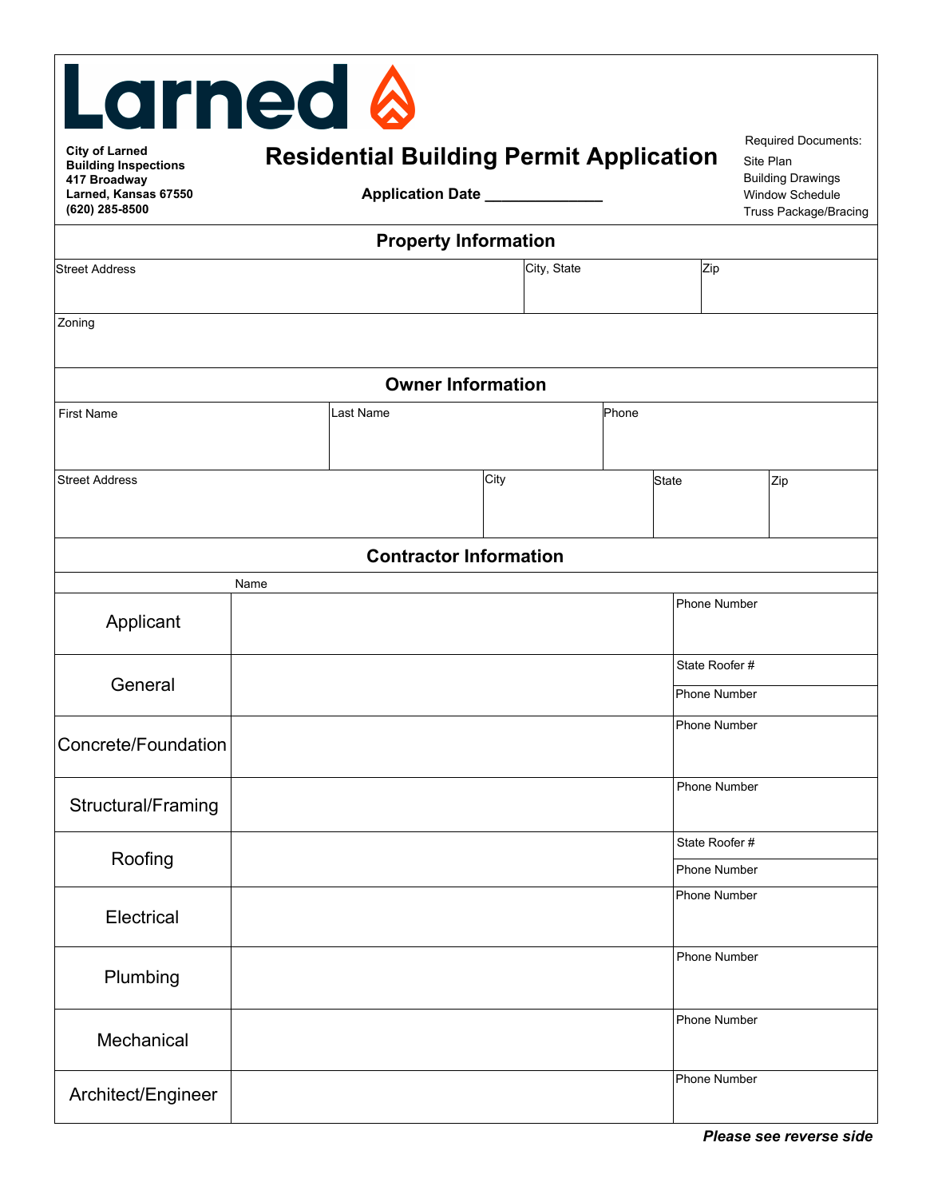# Larned

**City of Larned**
**Building Inspections**
**417 Broadway**
**Larned, Kansas 67550**
**(620) 285-8500**

## Residential Building Permit Application

**Application Date** ______________

Required Documents:
- Site Plan
- Building Drawings
- Window Schedule
- Truss Package/Bracing

### Property Information

| Street Address | City, State | Zip |
|---|---|---|
| | | |

| Zoning |
|---|
| |

### Owner Information

| First Name | Last Name | Phone |
|---|---|---|
| | | |

| Street Address | City | State | Zip |
|---|---|---|---|
| | | | |

### Contractor Information

| | Name | |
|---|---|---|
| Applicant | | Phone Number |
| General | | State Roofer # |
| | | Phone Number |
| Concrete/Foundation | | Phone Number |
| Structural/Framing | | Phone Number |
| Roofing | | State Roofer # |
| | | Phone Number |
| Electrical | | Phone Number |
| Plumbing | | Phone Number |
| Mechanical | | Phone Number |
| Architect/Engineer | | Phone Number |

***Please see reverse side***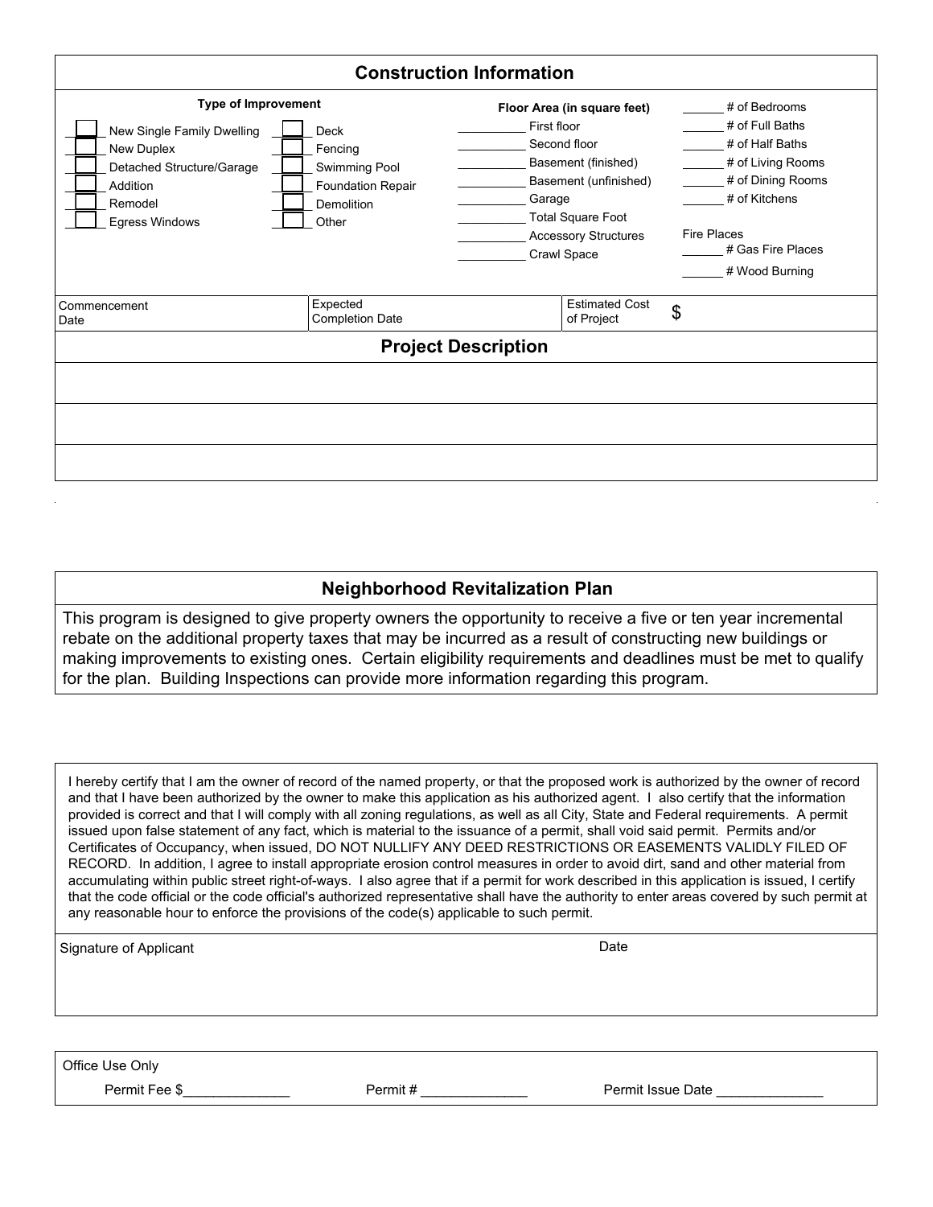## Construction Information

**Type of Improvement**

- ☐ New Single Family Dwelling
- ☐ New Duplex
- ☐ Detached Structure/Garage
- ☐ Addition
- ☐ Remodel
- ☐ Egress Windows
- ☐ Deck
- ☐ Fencing
- ☐ Swimming Pool
- ☐ Foundation Repair
- ☐ Demolition
- ☐ Other

**Floor Area (in square feet)**

__________ First floor
__________ Second floor
__________ Basement (finished)
__________ Basement (unfinished)
__________ Garage
__________ Total Square Foot
__________ Accessory Structures
__________ Crawl Space

______ # of Bedrooms
______ # of Full Baths
______ # of Half Baths
______ # of Living Rooms
______ # of Dining Rooms
______ # of Kitchens

Fire Places
______ # Gas Fire Places
______ # Wood Burning

| Commencement Date | Expected Completion Date | Estimated Cost of Project $ |
|---|---|---|

## Project Description

| |
|---|
| |
| |
| |

## Neighborhood Revitalization Plan

This program is designed to give property owners the opportunity to receive a five or ten year incremental rebate on the additional property taxes that may be incurred as a result of constructing new buildings or making improvements to existing ones. Certain eligibility requirements and deadlines must be met to qualify for the plan. Building Inspections can provide more information regarding this program.

I hereby certify that I am the owner of record of the named property, or that the proposed work is authorized by the owner of record and that I have been authorized by the owner to make this application as his authorized agent. I also certify that the information provided is correct and that I will comply with all zoning regulations, as well as all City, State and Federal requirements. A permit issued upon false statement of any fact, which is material to the issuance of a permit, shall void said permit. Permits and/or Certificates of Occupancy, when issued, DO NOT NULLIFY ANY DEED RESTRICTIONS OR EASEMENTS VALIDLY FILED OF RECORD. In addition, I agree to install appropriate erosion control measures in order to avoid dirt, sand and other material from accumulating within public street right-of-ways. I also agree that if a permit for work described in this application is issued, I certify that the code official or the code official's authorized representative shall have the authority to enter areas covered by such permit at any reasonable hour to enforce the provisions of the code(s) applicable to such permit.

Signature of Applicant                                        Date

Office Use Only

Permit Fee $______________    Permit # ______________    Permit Issue Date ______________